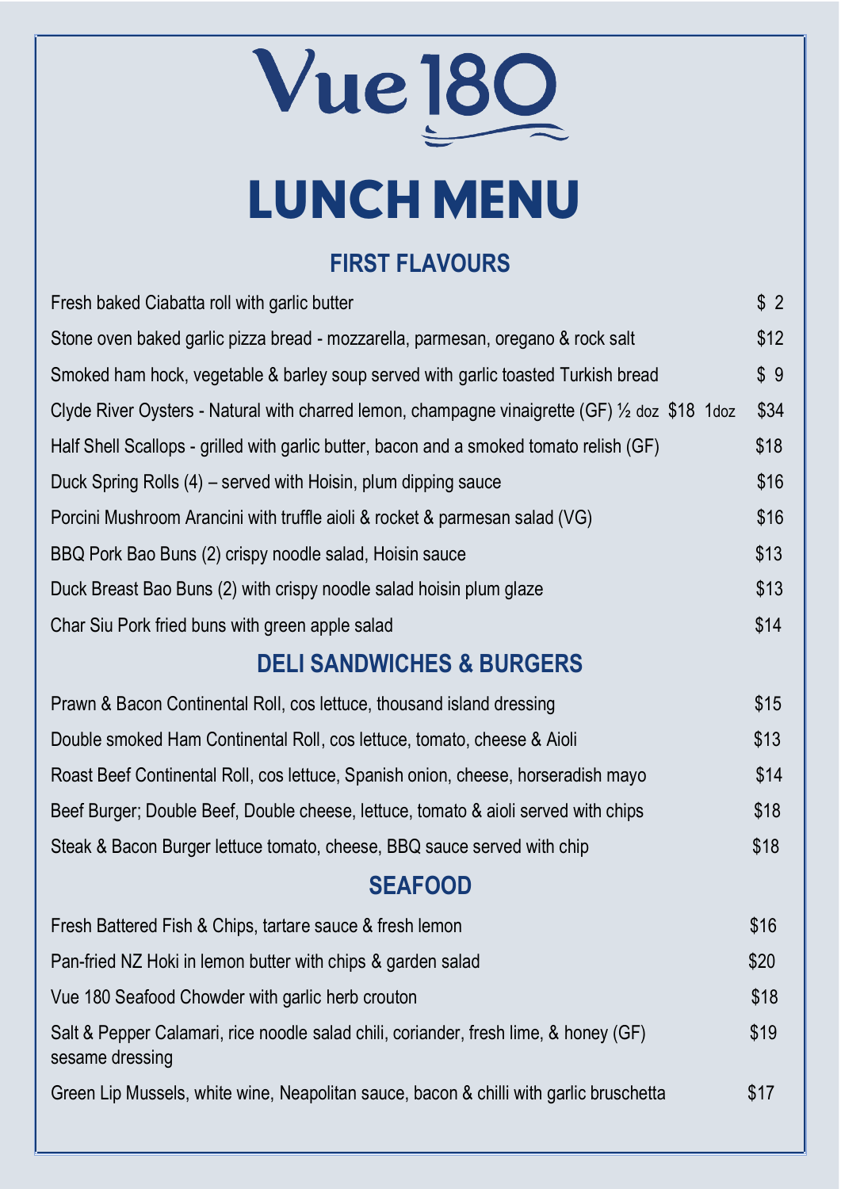# Vue 180

# LUNCH MENU

## FIRST FLAVOURS

| | |
|---|---|
| Fresh baked Ciabatta roll with garlic butter | $ 2 |
| Stone oven baked garlic pizza bread - mozzarella, parmesan, oregano & rock salt | $12 |
| Smoked ham hock, vegetable & barley soup served with garlic toasted Turkish bread | $ 9 |
| Clyde River Oysters - Natural with charred lemon, champagne vinaigrette (GF) ½ doz $18 1doz | $34 |
| Half Shell Scallops - grilled with garlic butter, bacon and a smoked tomato relish (GF) | $18 |
| Duck Spring Rolls (4) – served with Hoisin, plum dipping sauce | $16 |
| Porcini Mushroom Arancini with truffle aioli & rocket & parmesan salad (VG) | $16 |
| BBQ Pork Bao Buns (2) crispy noodle salad, Hoisin sauce | $13 |
| Duck Breast Bao Buns (2) with crispy noodle salad hoisin plum glaze | $13 |
| Char Siu Pork fried buns with green apple salad | $14 |

## DELI SANDWICHES & BURGERS

| | |
|---|---|
| Prawn & Bacon Continental Roll, cos lettuce, thousand island dressing | $15 |
| Double smoked Ham Continental Roll, cos lettuce, tomato, cheese & Aioli | $13 |
| Roast Beef Continental Roll, cos lettuce, Spanish onion, cheese, horseradish mayo | $14 |
| Beef Burger; Double Beef, Double cheese, lettuce, tomato & aioli served with chips | $18 |
| Steak & Bacon Burger lettuce tomato, cheese, BBQ sauce served with chip | $18 |

## SEAFOOD

| | |
|---|---|
| Fresh Battered Fish & Chips, tartare sauce & fresh lemon | $16 |
| Pan-fried NZ Hoki in lemon butter with chips & garden salad | $20 |
| Vue 180 Seafood Chowder with garlic herb crouton | $18 |
| Salt & Pepper Calamari, rice noodle salad chili, coriander, fresh lime, & honey (GF) sesame dressing | $19 |
| Green Lip Mussels, white wine, Neapolitan sauce, bacon & chilli with garlic bruschetta | $17 |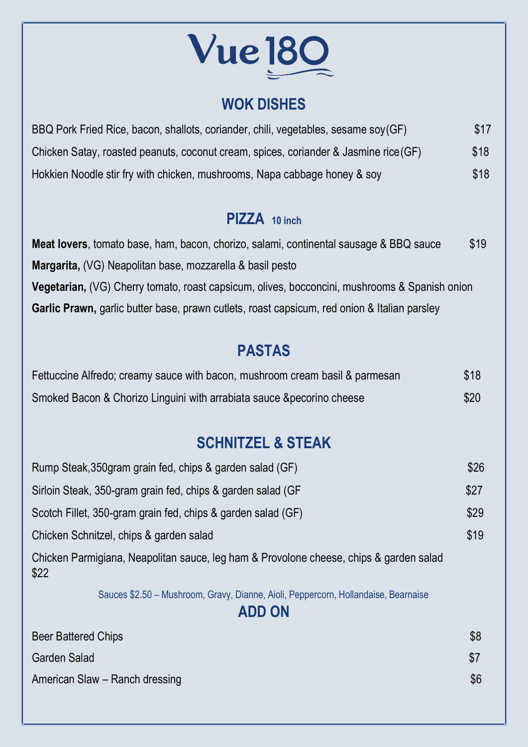# Vue 180

## WOK DISHES

| | |
|---|---|
| BBQ Pork Fried Rice, bacon, shallots, coriander, chili, vegetables, sesame soy(GF) | $17 |
| Chicken Satay, roasted peanuts, coconut cream, spices, coriander & Jasmine rice(GF) | $18 |
| Hokkien Noodle stir fry with chicken, mushrooms, Napa cabbage honey & soy | $18 |

## PIZZA 10 inch

| | |
|---|---|
| **Meat lovers**, tomato base, ham, bacon, chorizo, salami, continental sausage & BBQ sauce | $19 |
| **Margarita,** (VG) Neapolitan base, mozzarella & basil pesto | |
| **Vegetarian,** (VG) Cherry tomato, roast capsicum, olives, bocconcini, mushrooms & Spanish onion | |
| **Garlic Prawn,** garlic butter base, prawn cutlets, roast capsicum, red onion & Italian parsley | |

## PASTAS

| | |
|---|---|
| Fettuccine Alfredo; creamy sauce with bacon, mushroom cream basil & parmesan | $18 |
| Smoked Bacon & Chorizo Linguini with arrabiata sauce &pecorino cheese | $20 |

## SCHNITZEL & STEAK

| | |
|---|---|
| Rump Steak,350gram grain fed, chips & garden salad (GF) | $26 |
| Sirloin Steak, 350-gram grain fed, chips & garden salad (GF | $27 |
| Scotch Fillet, 350-gram grain fed, chips & garden salad (GF) | $29 |
| Chicken Schnitzel, chips & garden salad | $19 |
| Chicken Parmigiana, Neapolitan sauce, leg ham & Provolone cheese, chips & garden salad | $22 |

Sauces $2.50 – Mushroom, Gravy, Dianne, Aioli, Peppercorn, Hollandaise, Bearnaise

## ADD ON

| | |
|---|---|
| Beer Battered Chips | $8 |
| Garden Salad | $7 |
| American Slaw – Ranch dressing | $6 |